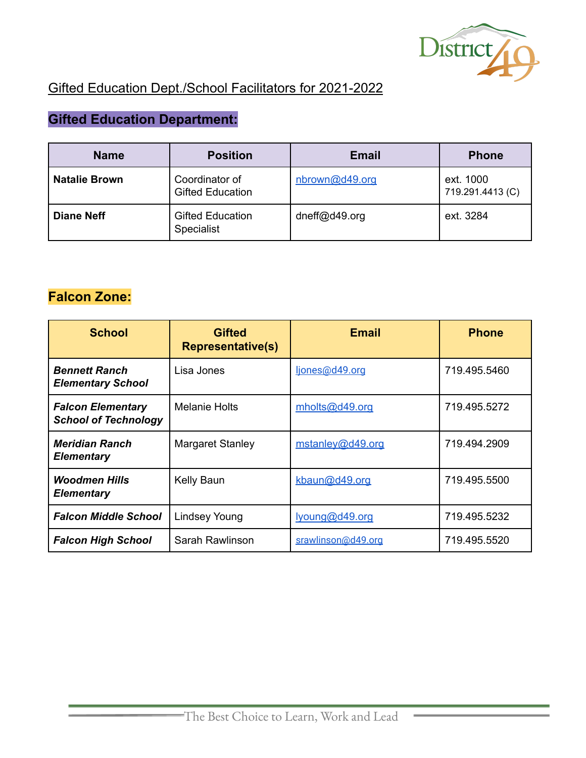# Gifted Education Dept./School Facilitators for 2021-2022

## Gifted Education Department:

| Name | Position | Email | Phone |
|---|---|---|---|
| **Natalie Brown** | Coordinator of Gifted Education | nbrown@d49.org | ext. 1000<br>719.291.4413 (C) |
| **Diane Neff** | Gifted Education Specialist | dneff@d49.org | ext. 3284 |

## Falcon Zone:

| School | Gifted Representative(s) | Email | Phone |
|---|---|---|---|
| ***Bennett Ranch Elementary School*** | Lisa Jones | ljones@d49.org | 719.495.5460 |
| ***Falcon Elementary School of Technology*** | Melanie Holts | mholts@d49.org | 719.495.5272 |
| ***Meridian Ranch Elementary*** | Margaret Stanley | mstanley@d49.org | 719.494.2909 |
| ***Woodmen Hills Elementary*** | Kelly Baun | kbaun@d49.org | 719.495.5500 |
| ***Falcon Middle School*** | Lindsey Young | lyoung@d49.org | 719.495.5232 |
| ***Falcon High School*** | Sarah Rawlinson | srawlinson@d49.org | 719.495.5520 |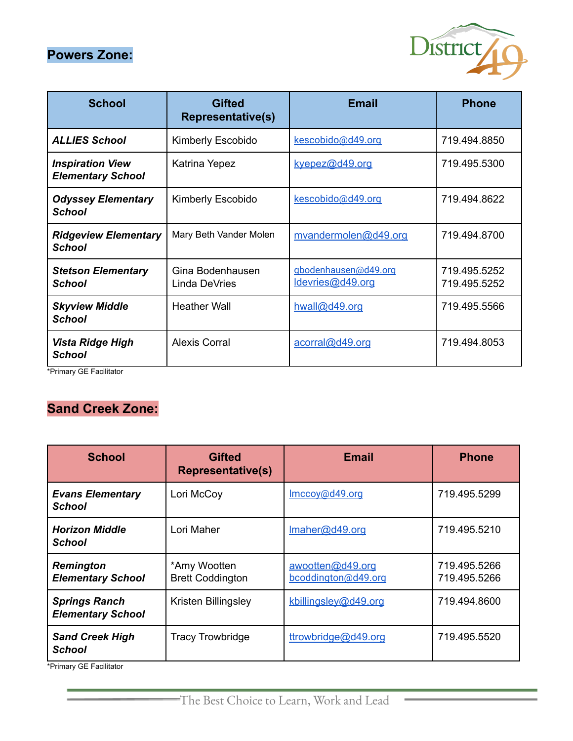## Powers Zone:

| School | Gifted Representative(s) | Email | Phone |
|---|---|---|---|
| ***ALLIES School*** | Kimberly Escobido | kescobido@d49.org | 719.494.8850 |
| ***Inspiration View Elementary School*** | Katrina Yepez | kyepez@d49.org | 719.495.5300 |
| ***Odyssey Elementary School*** | Kimberly Escobido | kescobido@d49.org | 719.494.8622 |
| ***Ridgeview Elementary School*** | Mary Beth Vander Molen | mvandermolen@d49.org | 719.494.8700 |
| ***Stetson Elementary School*** | Gina Bodenhausen<br>Linda DeVries | gbodenhausen@d49.org<br>ldevries@d49.org | 719.495.5252<br>719.495.5252 |
| ***Skyview Middle School*** | Heather Wall | hwall@d49.org | 719.495.5566 |
| ***Vista Ridge High School*** | Alexis Corral | acorral@d49.org | 719.494.8053 |

*Primary GE Facilitator

## Sand Creek Zone:

| School | Gifted Representative(s) | Email | Phone |
|---|---|---|---|
| ***Evans Elementary School*** | Lori McCoy | lmccoy@d49.org | 719.495.5299 |
| ***Horizon Middle School*** | Lori Maher | lmaher@d49.org | 719.495.5210 |
| ***Remington Elementary School*** | *Amy Wootten<br>Brett Coddington | awootten@d49.org<br>bcoddington@d49.org | 719.495.5266<br>719.495.5266 |
| ***Springs Ranch Elementary School*** | Kristen Billingsley | kbillingsley@d49.org | 719.494.8600 |
| ***Sand Creek High School*** | Tracy Trowbridge | ttrowbridge@d49.org | 719.495.5520 |

*Primary GE Facilitator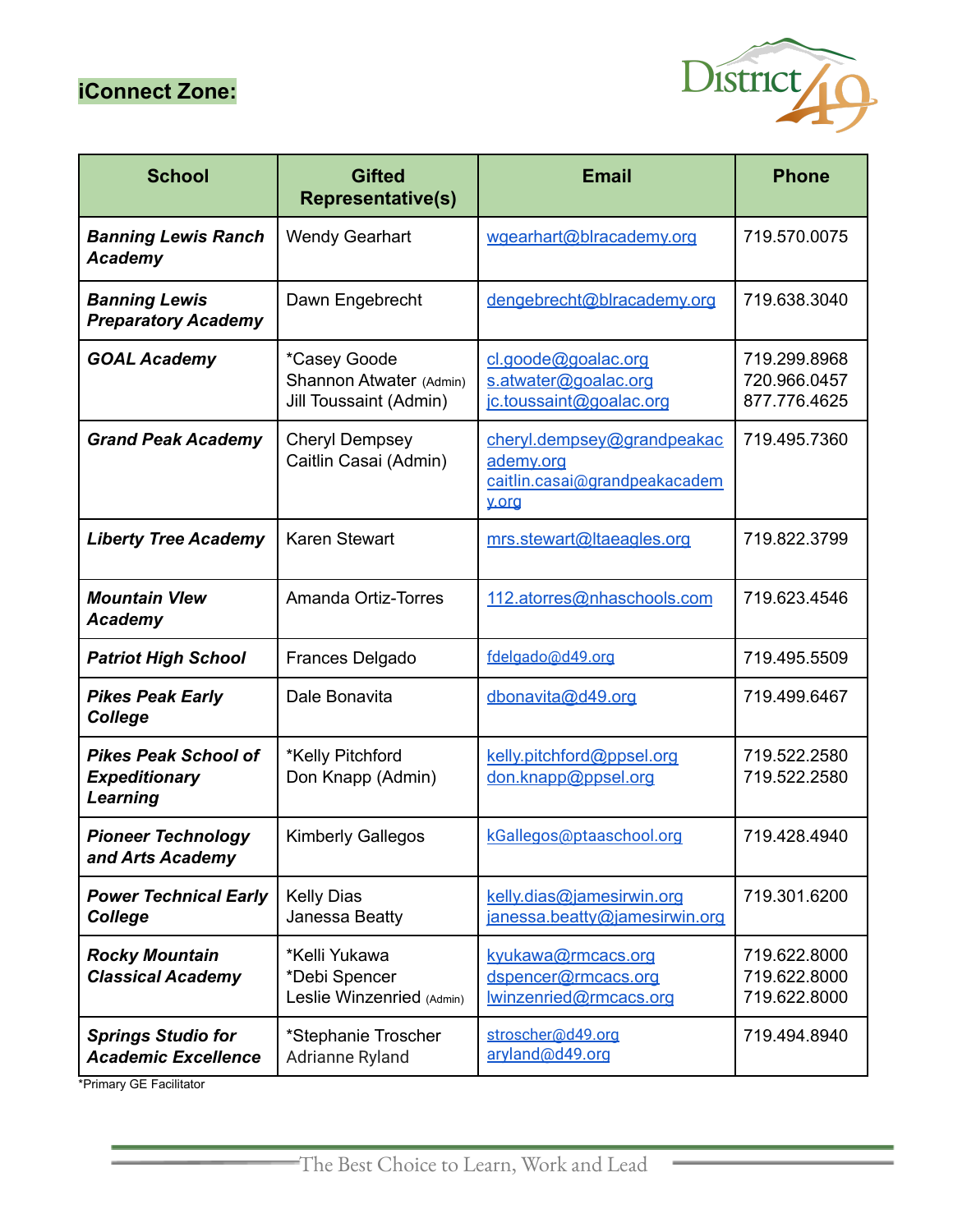## iConnect Zone:

| School | Gifted Representative(s) | Email | Phone |
|---|---|---|---|
| ***Banning Lewis Ranch Academy*** | Wendy Gearhart | wgearhart@blracademy.org | 719.570.0075 |
| ***Banning Lewis Preparatory Academy*** | Dawn Engebrecht | dengebrecht@blracademy.org | 719.638.3040 |
| ***GOAL Academy*** | *Casey Goode<br>Shannon Atwater (Admin)<br>Jill Toussaint (Admin) | cl.goode@goalac.org<br>s.atwater@goalac.org<br>jc.toussaint@goalac.org | 719.299.8968<br>720.966.0457<br>877.776.4625 |
| ***Grand Peak Academy*** | Cheryl Dempsey<br>Caitlin Casai (Admin) | cheryl.dempsey@grandpeakacademy.org<br>caitlin.casai@grandpeakacademy.org | 719.495.7360 |
| ***Liberty Tree Academy*** | Karen Stewart | mrs.stewart@ltaeagles.org | 719.822.3799 |
| ***Mountain VIew Academy*** | Amanda Ortiz-Torres | 112.atorres@nhaschools.com | 719.623.4546 |
| ***Patriot High School*** | Frances Delgado | fdelgado@d49.org | 719.495.5509 |
| ***Pikes Peak Early College*** | Dale Bonavita | dbonavita@d49.org | 719.499.6467 |
| ***Pikes Peak School of Expeditionary Learning*** | *Kelly Pitchford<br>Don Knapp (Admin) | kelly.pitchford@ppsel.org<br>don.knapp@ppsel.org | 719.522.2580<br>719.522.2580 |
| ***Pioneer Technology and Arts Academy*** | Kimberly Gallegos | kGallegos@ptaaschool.org | 719.428.4940 |
| ***Power Technical Early College*** | Kelly Dias<br>Janessa Beatty | kelly.dias@jamesirwin.org<br>janessa.beatty@jamesirwin.org | 719.301.6200 |
| ***Rocky Mountain Classical Academy*** | *Kelli Yukawa<br>*Debi Spencer<br>Leslie Winzenried (Admin) | kyukawa@rmcacs.org<br>dspencer@rmcacs.org<br>lwinzenried@rmcacs.org | 719.622.8000<br>719.622.8000<br>719.622.8000 |
| ***Springs Studio for Academic Excellence*** | *Stephanie Troscher<br>Adrianne Ryland | stroscher@d49.org<br>aryland@d49.org | 719.494.8940 |

*Primary GE Facilitator